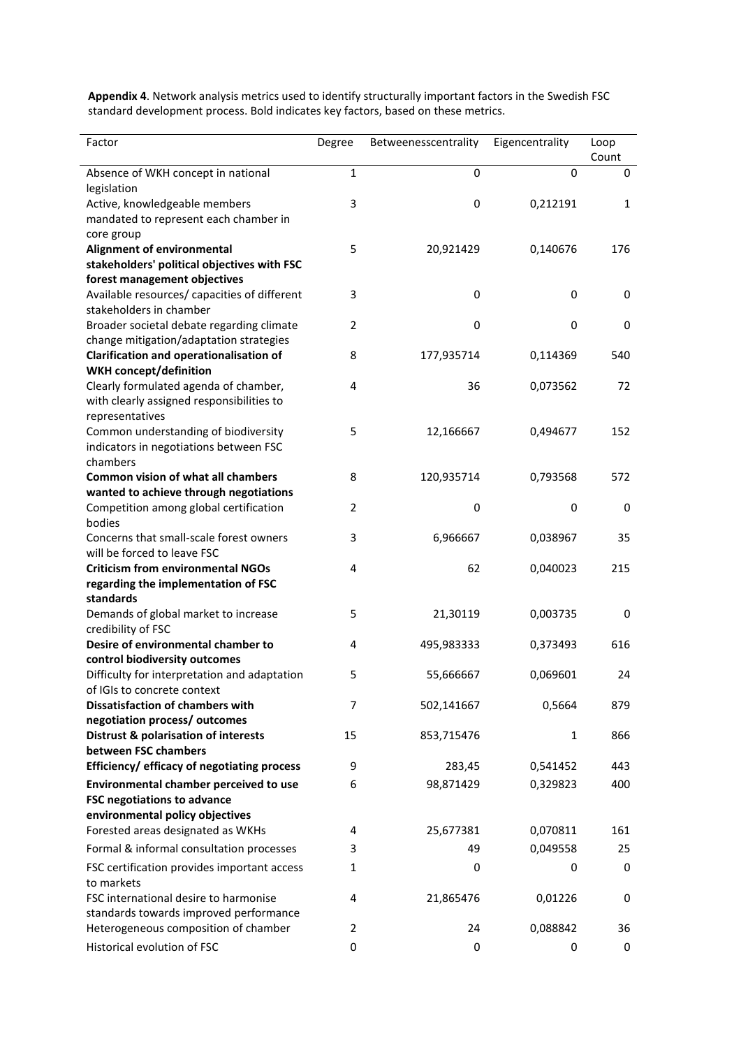**Appendix 4**. Network analysis metrics used to identify structurally important factors in the Swedish FSC standard development process. Bold indicates key factors, based on these metrics.

| Factor | Degree | Betweenesscentrality | Eigencentrality | Loop Count |
|---|---|---|---|---|
| Absence of WKH concept in national legislation | 1 | 0 | 0 | 0 |
| Active, knowledgeable members mandated to represent each chamber in core group | 3 | 0 | 0,212191 | 1 |
| **Alignment of environmental stakeholders' political objectives with FSC forest management objectives** | 5 | 20,921429 | 0,140676 | 176 |
| Available resources/ capacities of different stakeholders in chamber | 3 | 0 | 0 | 0 |
| Broader societal debate regarding climate change mitigation/adaptation strategies | 2 | 0 | 0 | 0 |
| **Clarification and operationalisation of WKH concept/definition** | 8 | 177,935714 | 0,114369 | 540 |
| Clearly formulated agenda of chamber, with clearly assigned responsibilities to representatives | 4 | 36 | 0,073562 | 72 |
| Common understanding of biodiversity indicators in negotiations between FSC chambers | 5 | 12,166667 | 0,494677 | 152 |
| **Common vision of what all chambers wanted to achieve through negotiations** | 8 | 120,935714 | 0,793568 | 572 |
| Competition among global certification bodies | 2 | 0 | 0 | 0 |
| Concerns that small-scale forest owners will be forced to leave FSC | 3 | 6,966667 | 0,038967 | 35 |
| **Criticism from environmental NGOs regarding the implementation of FSC standards** | 4 | 62 | 0,040023 | 215 |
| Demands of global market to increase credibility of FSC | 5 | 21,30119 | 0,003735 | 0 |
| **Desire of environmental chamber to control biodiversity outcomes** | 4 | 495,983333 | 0,373493 | 616 |
| Difficulty for interpretation and adaptation of IGIs to concrete context | 5 | 55,666667 | 0,069601 | 24 |
| **Dissatisfaction of chambers with negotiation process/ outcomes** | 7 | 502,141667 | 0,5664 | 879 |
| **Distrust & polarisation of interests between FSC chambers** | 15 | 853,715476 | 1 | 866 |
| **Efficiency/ efficacy of negotiating process** | 9 | 283,45 | 0,541452 | 443 |
| **Environmental chamber perceived to use FSC negotiations to advance environmental policy objectives** | 6 | 98,871429 | 0,329823 | 400 |
| Forested areas designated as WKHs | 4 | 25,677381 | 0,070811 | 161 |
| Formal & informal consultation processes | 3 | 49 | 0,049558 | 25 |
| FSC certification provides important access to markets | 1 | 0 | 0 | 0 |
| FSC international desire to harmonise standards towards improved performance | 4 | 21,865476 | 0,01226 | 0 |
| Heterogeneous composition of chamber | 2 | 24 | 0,088842 | 36 |
| Historical evolution of FSC | 0 | 0 | 0 | 0 |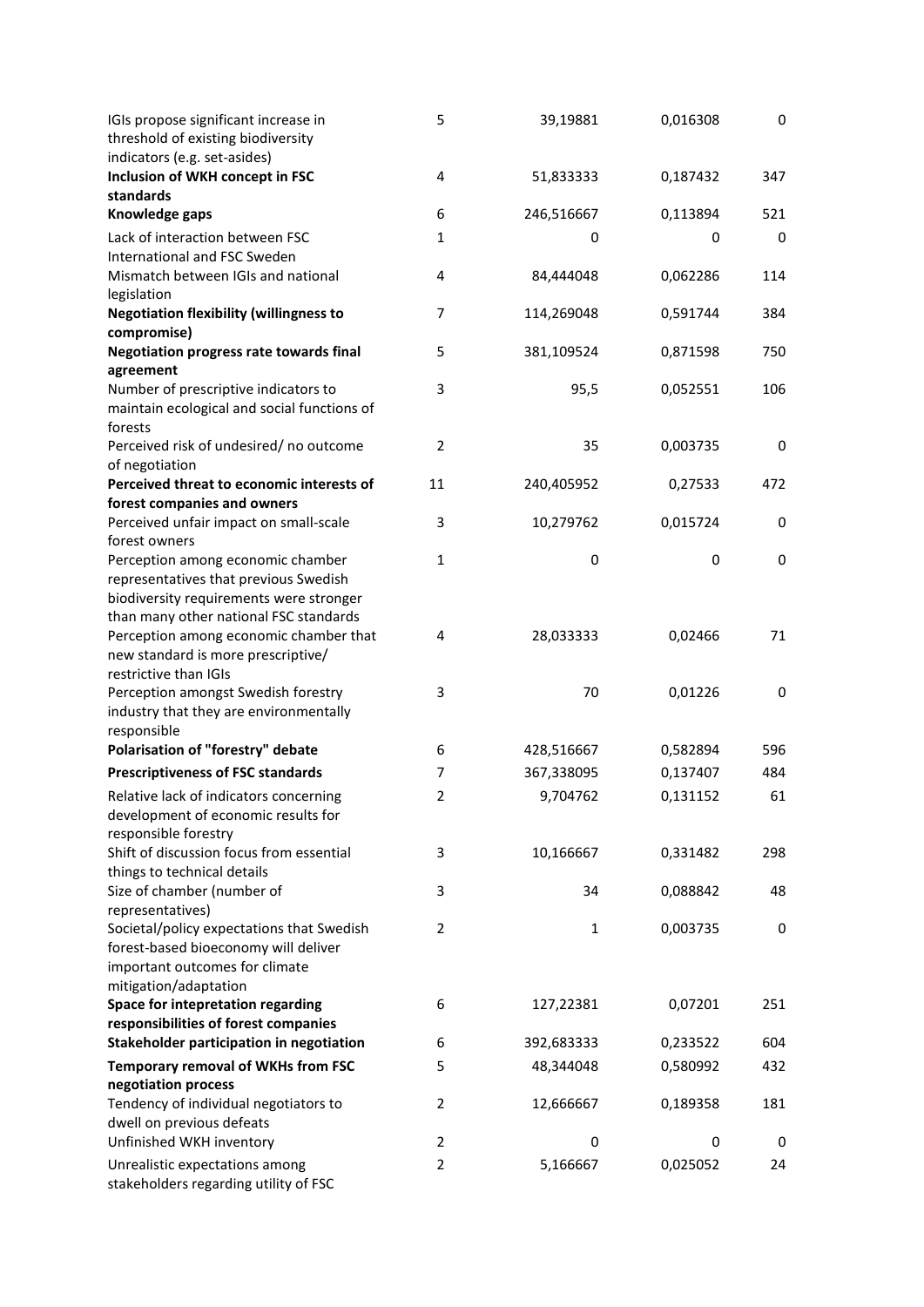| | | | | |
|---|---|---|---|---|
| IGIs propose significant increase in threshold of existing biodiversity indicators (e.g. set-asides) | 5 | 39,19881 | 0,016308 | 0 |
| **Inclusion of WKH concept in FSC standards** | 4 | 51,833333 | 0,187432 | 347 |
| **Knowledge gaps** | 6 | 246,516667 | 0,113894 | 521 |
| Lack of interaction between FSC International and FSC Sweden | 1 | 0 | 0 | 0 |
| Mismatch between IGIs and national legislation | 4 | 84,444048 | 0,062286 | 114 |
| **Negotiation flexibility (willingness to compromise)** | 7 | 114,269048 | 0,591744 | 384 |
| **Negotiation progress rate towards final agreement** | 5 | 381,109524 | 0,871598 | 750 |
| Number of prescriptive indicators to maintain ecological and social functions of forests | 3 | 95,5 | 0,052551 | 106 |
| Perceived risk of undesired/ no outcome of negotiation | 2 | 35 | 0,003735 | 0 |
| **Perceived threat to economic interests of forest companies and owners** | 11 | 240,405952 | 0,27533 | 472 |
| Perceived unfair impact on small-scale forest owners | 3 | 10,279762 | 0,015724 | 0 |
| Perception among economic chamber representatives that previous Swedish biodiversity requirements were stronger than many other national FSC standards | 1 | 0 | 0 | 0 |
| Perception among economic chamber that new standard is more prescriptive/ restrictive than IGIs | 4 | 28,033333 | 0,02466 | 71 |
| Perception amongst Swedish forestry industry that they are environmentally responsible | 3 | 70 | 0,01226 | 0 |
| **Polarisation of "forestry" debate** | 6 | 428,516667 | 0,582894 | 596 |
| **Prescriptiveness of FSC standards** | 7 | 367,338095 | 0,137407 | 484 |
| Relative lack of indicators concerning development of economic results for responsible forestry | 2 | 9,704762 | 0,131152 | 61 |
| Shift of discussion focus from essential things to technical details | 3 | 10,166667 | 0,331482 | 298 |
| Size of chamber (number of representatives) | 3 | 34 | 0,088842 | 48 |
| Societal/policy expectations that Swedish forest-based bioeconomy will deliver important outcomes for climate mitigation/adaptation | 2 | 1 | 0,003735 | 0 |
| **Space for intepretation regarding responsibilities of forest companies** | 6 | 127,22381 | 0,07201 | 251 |
| **Stakeholder participation in negotiation** | 6 | 392,683333 | 0,233522 | 604 |
| **Temporary removal of WKHs from FSC negotiation process** | 5 | 48,344048 | 0,580992 | 432 |
| Tendency of individual negotiators to dwell on previous defeats | 2 | 12,666667 | 0,189358 | 181 |
| Unfinished WKH inventory | 2 | 0 | 0 | 0 |
| Unrealistic expectations among stakeholders regarding utility of FSC | 2 | 5,166667 | 0,025052 | 24 |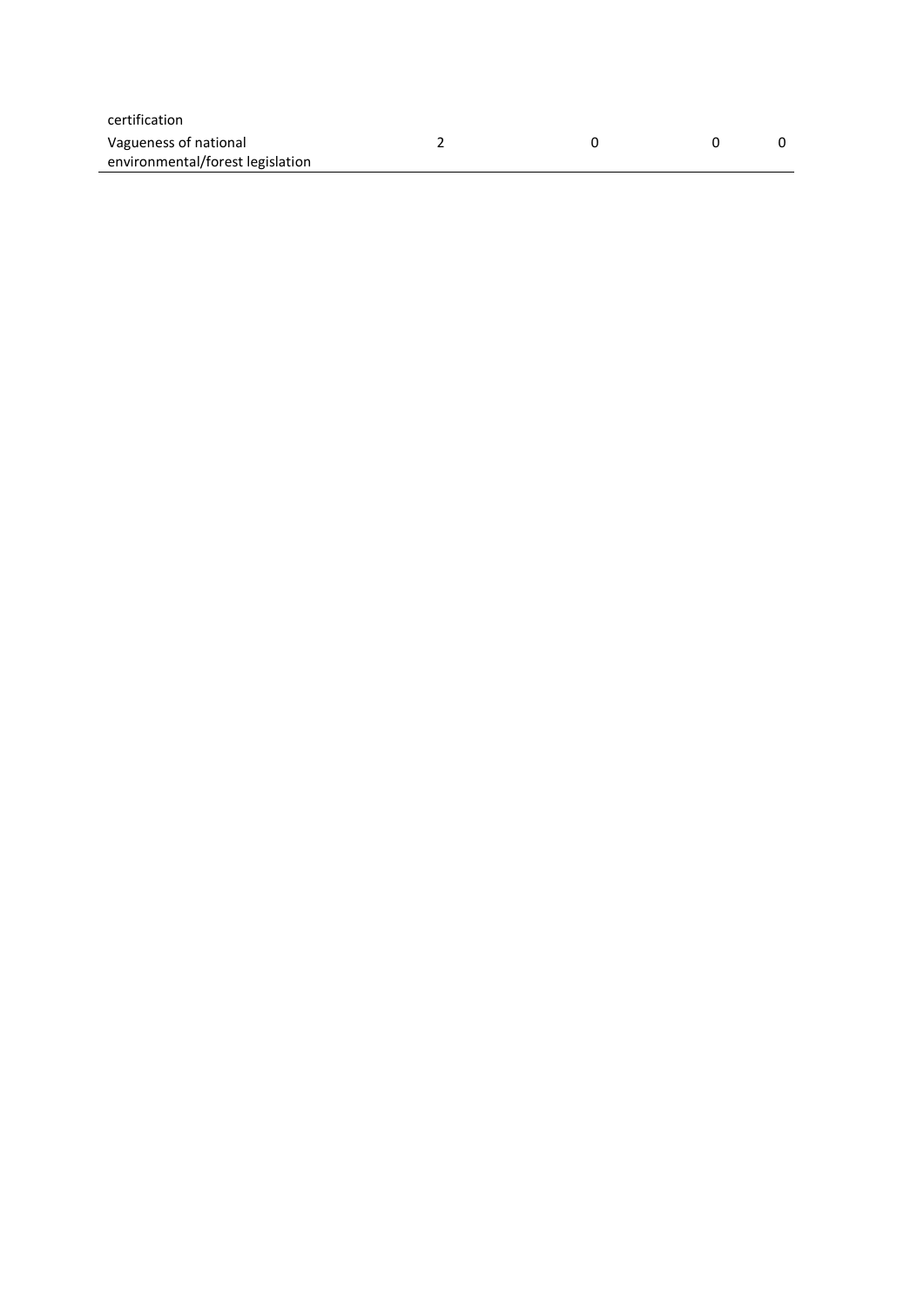| | | | | |
|---|---|---|---|---|
| certification | | | | |
| Vagueness of national environmental/forest legislation | 2 | 0 | 0 | 0 |